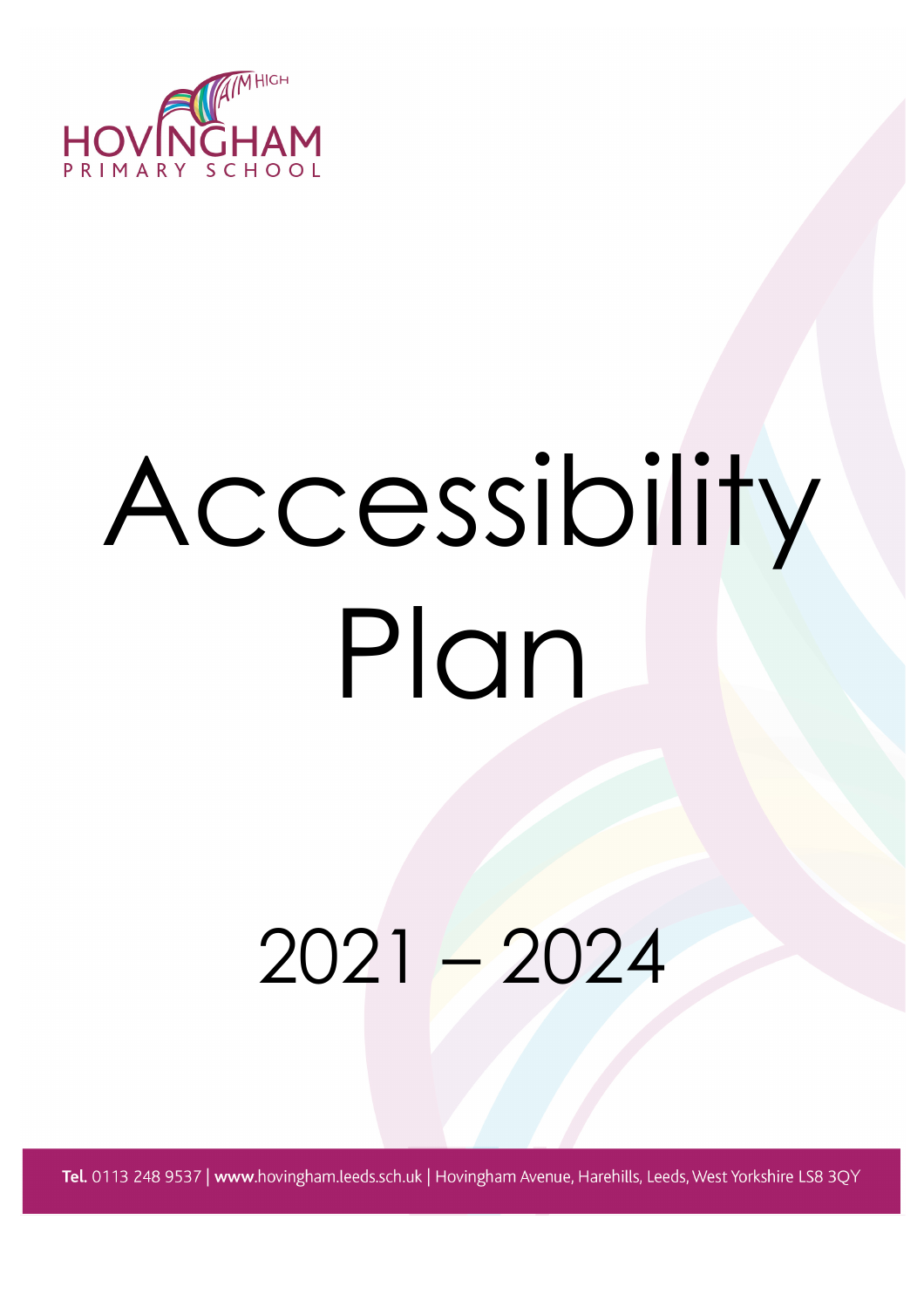HOVINGHAM PRIMARY SCHOOL

AIM HIGH

# Accessibility Plan

## 2021 – 2024

**Tel.** 0113 248 9537 | **www.**hovingham.leeds.sch.uk | Hovingham Avenue, Harehills, Leeds, West Yorkshire LS8 3QY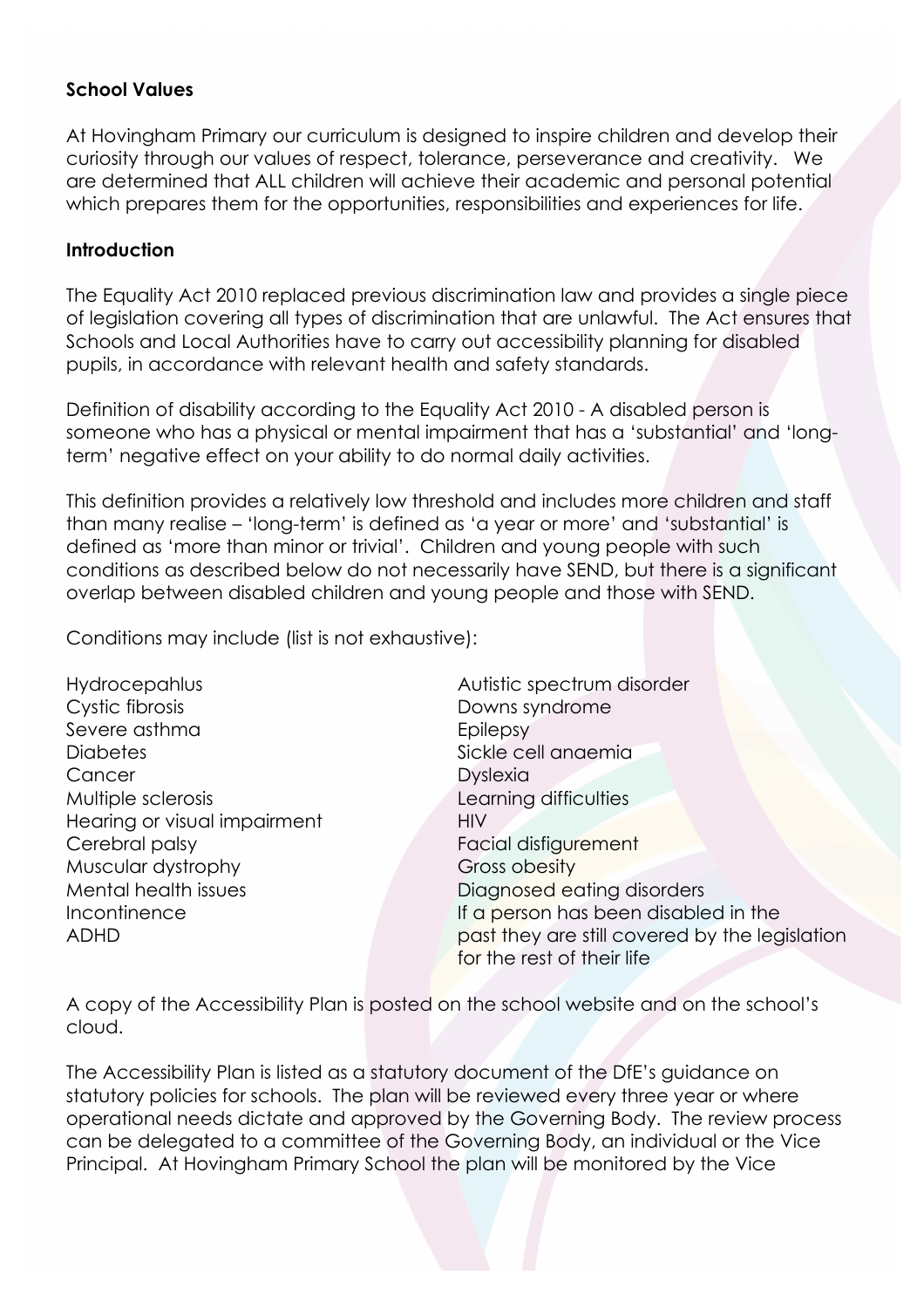**School Values**

At Hovingham Primary our curriculum is designed to inspire children and develop their curiosity through our values of respect, tolerance, perseverance and creativity. We are determined that ALL children will achieve their academic and personal potential which prepares them for the opportunities, responsibilities and experiences for life.

**Introduction**

The Equality Act 2010 replaced previous discrimination law and provides a single piece of legislation covering all types of discrimination that are unlawful. The Act ensures that Schools and Local Authorities have to carry out accessibility planning for disabled pupils, in accordance with relevant health and safety standards.

Definition of disability according to the Equality Act 2010 - A disabled person is someone who has a physical or mental impairment that has a 'substantial' and 'long-term' negative effect on your ability to do normal daily activities.

This definition provides a relatively low threshold and includes more children and staff than many realise – 'long-term' is defined as 'a year or more' and 'substantial' is defined as 'more than minor or trivial'. Children and young people with such conditions as described below do not necessarily have SEND, but there is a significant overlap between disabled children and young people and those with SEND.

Conditions may include (list is not exhaustive):

Hydrocepahlus
Cystic fibrosis
Severe asthma
Diabetes
Cancer
Multiple sclerosis
Hearing or visual impairment
Cerebral palsy
Muscular dystrophy
Mental health issues
Incontinence
ADHD
Autistic spectrum disorder
Downs syndrome
Epilepsy
Sickle cell anaemia
Dyslexia
Learning difficulties
HIV
Facial disfigurement
Gross obesity
Diagnosed eating disorders
If a person has been disabled in the past they are still covered by the legislation for the rest of their life

A copy of the Accessibility Plan is posted on the school website and on the school's cloud.

The Accessibility Plan is listed as a statutory document of the DfE's guidance on statutory policies for schools. The plan will be reviewed every three year or where operational needs dictate and approved by the Governing Body. The review process can be delegated to a committee of the Governing Body, an individual or the Vice Principal. At Hovingham Primary School the plan will be monitored by the Vice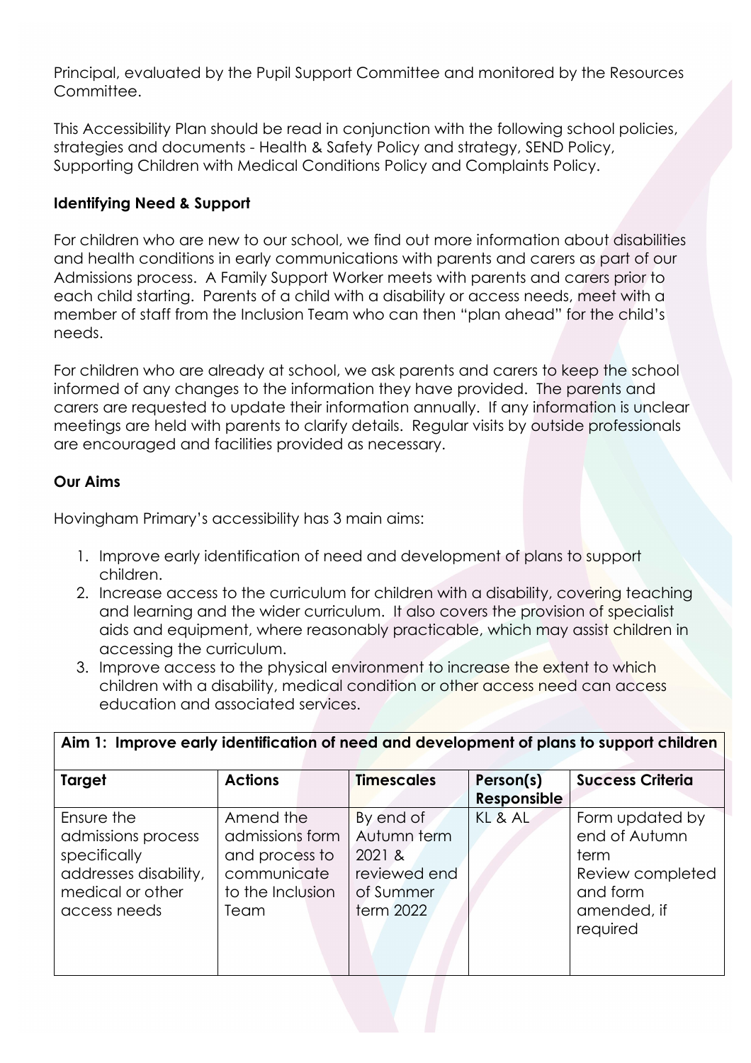Principal, evaluated by the Pupil Support Committee and monitored by the Resources Committee.

This Accessibility Plan should be read in conjunction with the following school policies, strategies and documents - Health & Safety Policy and strategy, SEND Policy, Supporting Children with Medical Conditions Policy and Complaints Policy.

**Identifying Need & Support**

For children who are new to our school, we find out more information about disabilities and health conditions in early communications with parents and carers as part of our Admissions process. A Family Support Worker meets with parents and carers prior to each child starting. Parents of a child with a disability or access needs, meet with a member of staff from the Inclusion Team who can then "plan ahead" for the child's needs.

For children who are already at school, we ask parents and carers to keep the school informed of any changes to the information they have provided. The parents and carers are requested to update their information annually. If any information is unclear meetings are held with parents to clarify details. Regular visits by outside professionals are encouraged and facilities provided as necessary.

**Our Aims**

Hovingham Primary's accessibility has 3 main aims:

1. Improve early identification of need and development of plans to support children.
2. Increase access to the curriculum for children with a disability, covering teaching and learning and the wider curriculum. It also covers the provision of specialist aids and equipment, where reasonably practicable, which may assist children in accessing the curriculum.
3. Improve access to the physical environment to increase the extent to which children with a disability, medical condition or other access need can access education and associated services.

| **Aim 1: Improve early identification of need and development of plans to support children** | | | | |
|---|---|---|---|---|
| **Target** | **Actions** | **Timescales** | **Person(s) Responsible** | **Success Criteria** |
| Ensure the admissions process specifically addresses disability, medical or other access needs | Amend the admissions form and process to communicate to the Inclusion Team | By end of Autumn term 2021 & reviewed end of Summer term 2022 | KL & AL | Form updated by end of Autumn term<br>Review completed and form amended, if required |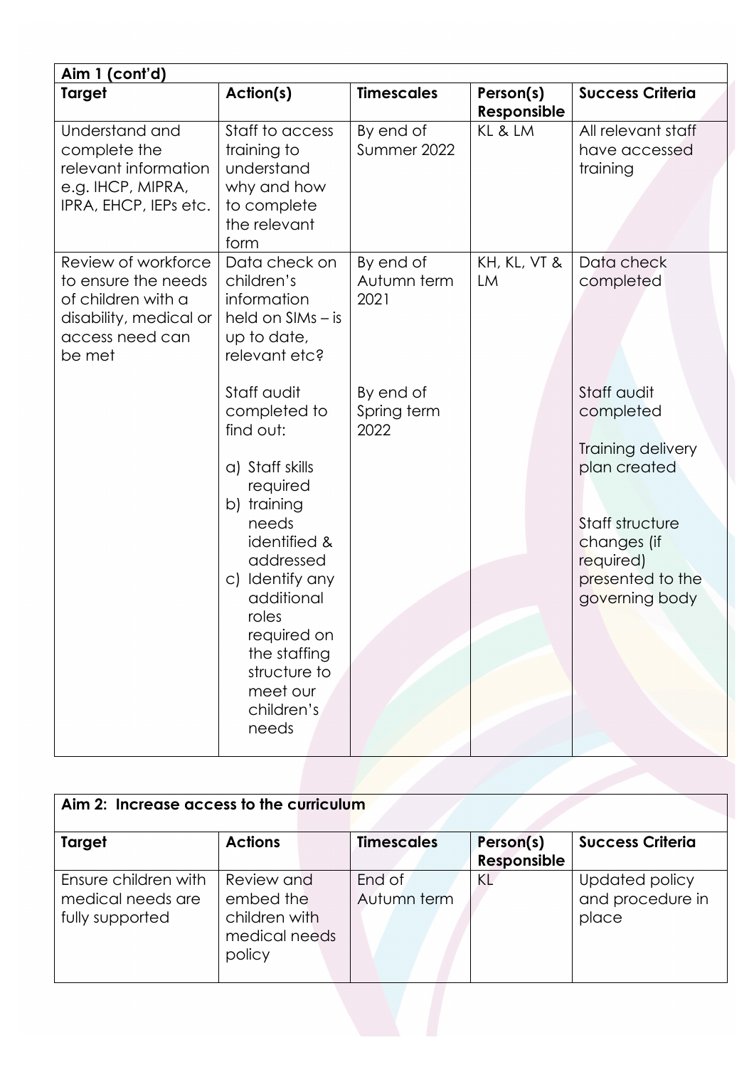**Aim 1 (cont'd)**

| Target | Action(s) | Timescales | Person(s) Responsible | Success Criteria |
|---|---|---|---|---|
| Understand and complete the relevant information e.g. IHCP, MIPRA, IPRA, EHCP, IEPs etc. | Staff to access training to understand why and how to complete the relevant form | By end of Summer 2022 | KL & LM | All relevant staff have accessed training |
| Review of workforce to ensure the needs of children with a disability, medical or access need can be met | Data check on children's information held on SIMs – is up to date, relevant etc? | By end of Autumn term 2021 | KH, KL, VT & LM | Data check completed |
| | Staff audit completed to find out:<br><br>a) Staff skills required<br>b) training needs identified & addressed<br>c) Identify any additional roles required on the staffing structure to meet our children's needs | By end of Spring term 2022 | | Staff audit completed<br><br>Training delivery plan created<br><br>Staff structure changes (if required) presented to the governing body |

**Aim 2: Increase access to the curriculum**

| Target | Actions | Timescales | Person(s) Responsible | Success Criteria |
|---|---|---|---|---|
| Ensure children with medical needs are fully supported | Review and embed the children with medical needs policy | End of Autumn term | KL | Updated policy and procedure in place |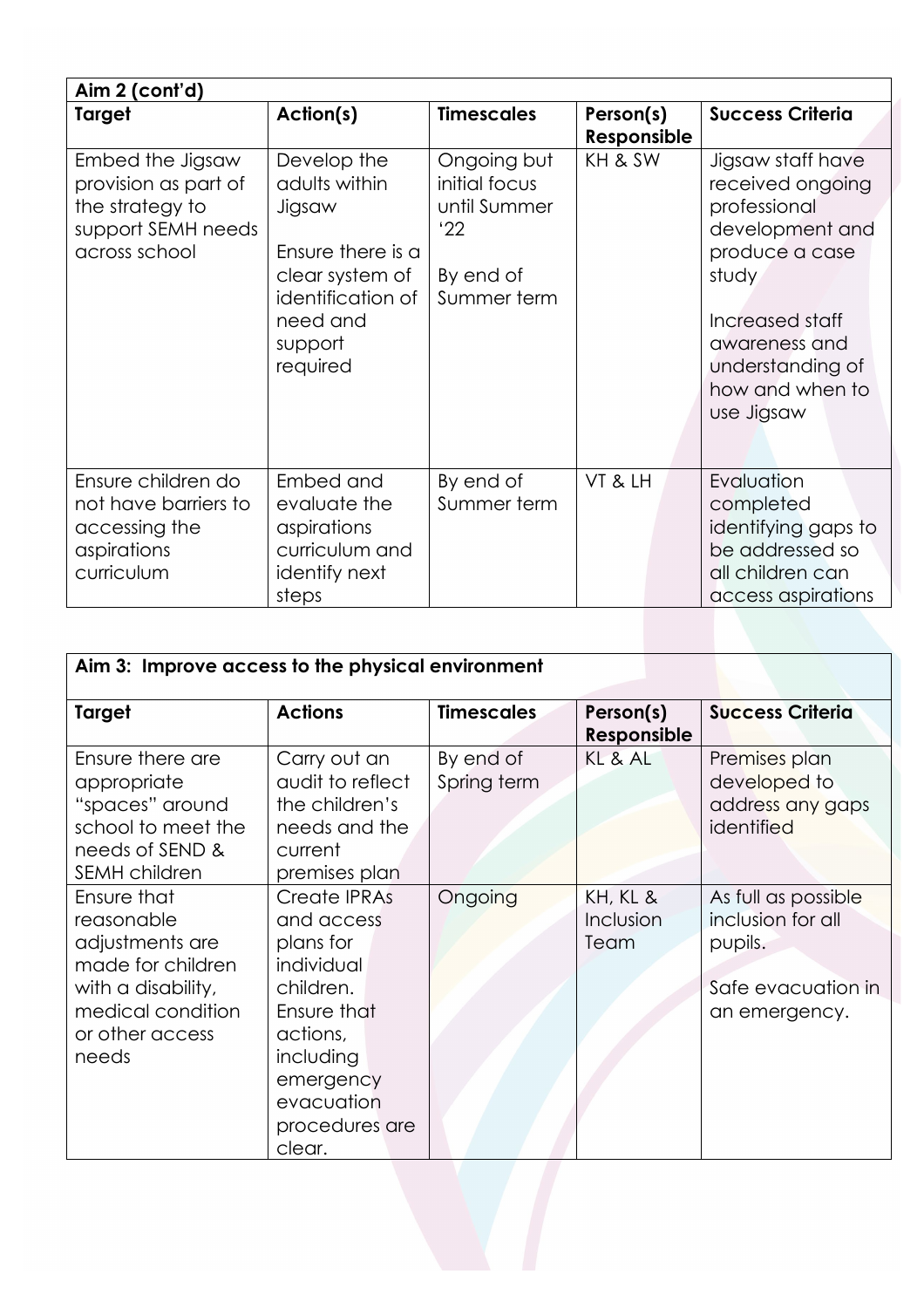| Aim 2 (cont'd) | | | | |
|---|---|---|---|---|
| **Target** | **Action(s)** | **Timescales** | **Person(s) Responsible** | **Success Criteria** |
| Embed the Jigsaw provision as part of the strategy to support SEMH needs across school | Develop the adults within Jigsaw<br><br>Ensure there is a clear system of identification of need and support required | Ongoing but initial focus until Summer '22<br><br>By end of Summer term | KH & SW | Jigsaw staff have received ongoing professional development and produce a case study<br><br>Increased staff awareness and understanding of how and when to use Jigsaw |
| Ensure children do not have barriers to accessing the aspirations curriculum | Embed and evaluate the aspirations curriculum and identify next steps | By end of Summer term | VT & LH | Evaluation completed identifying gaps to be addressed so all children can access aspirations |

| Aim 3: Improve access to the physical environment | | | | |
|---|---|---|---|---|
| **Target** | **Actions** | **Timescales** | **Person(s) Responsible** | **Success Criteria** |
| Ensure there are appropriate "spaces" around school to meet the needs of SEND & SEMH children | Carry out an audit to reflect the children's needs and the current premises plan | By end of Spring term | KL & AL | Premises plan developed to address any gaps identified |
| Ensure that reasonable adjustments are made for children with a disability, medical condition or other access needs | Create IPRAs and access plans for individual children. Ensure that actions, including emergency evacuation procedures are clear. | Ongoing | KH, KL & Inclusion Team | As full as possible inclusion for all pupils.<br><br>Safe evacuation in an emergency. |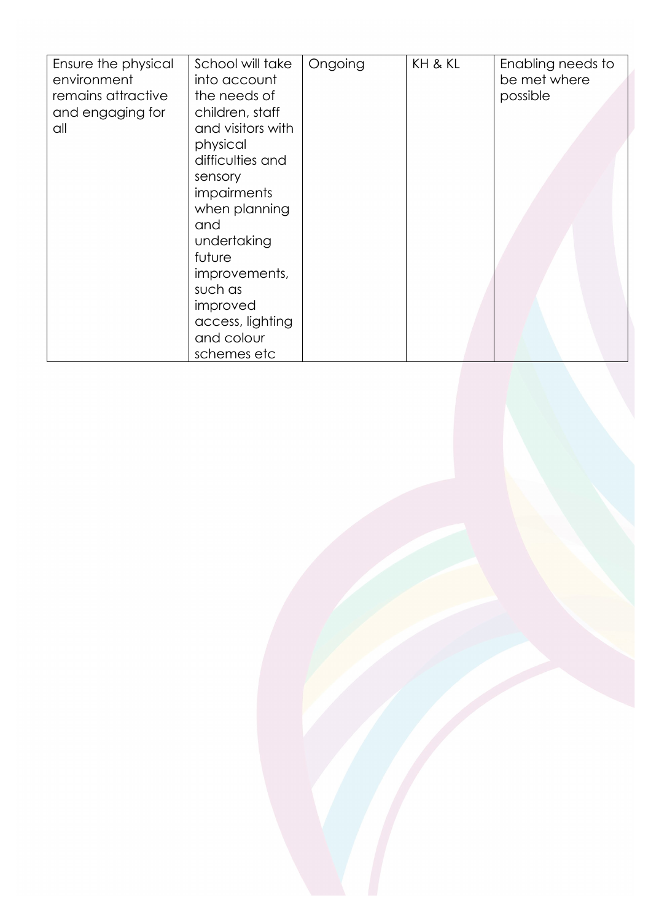| | | | | |
|---|---|---|---|---|
| Ensure the physical environment remains attractive and engaging for all | School will take into account the needs of children, staff and visitors with physical difficulties and sensory impairments when planning and undertaking future improvements, such as improved access, lighting and colour schemes etc | Ongoing | KH & KL | Enabling needs to be met where possible |